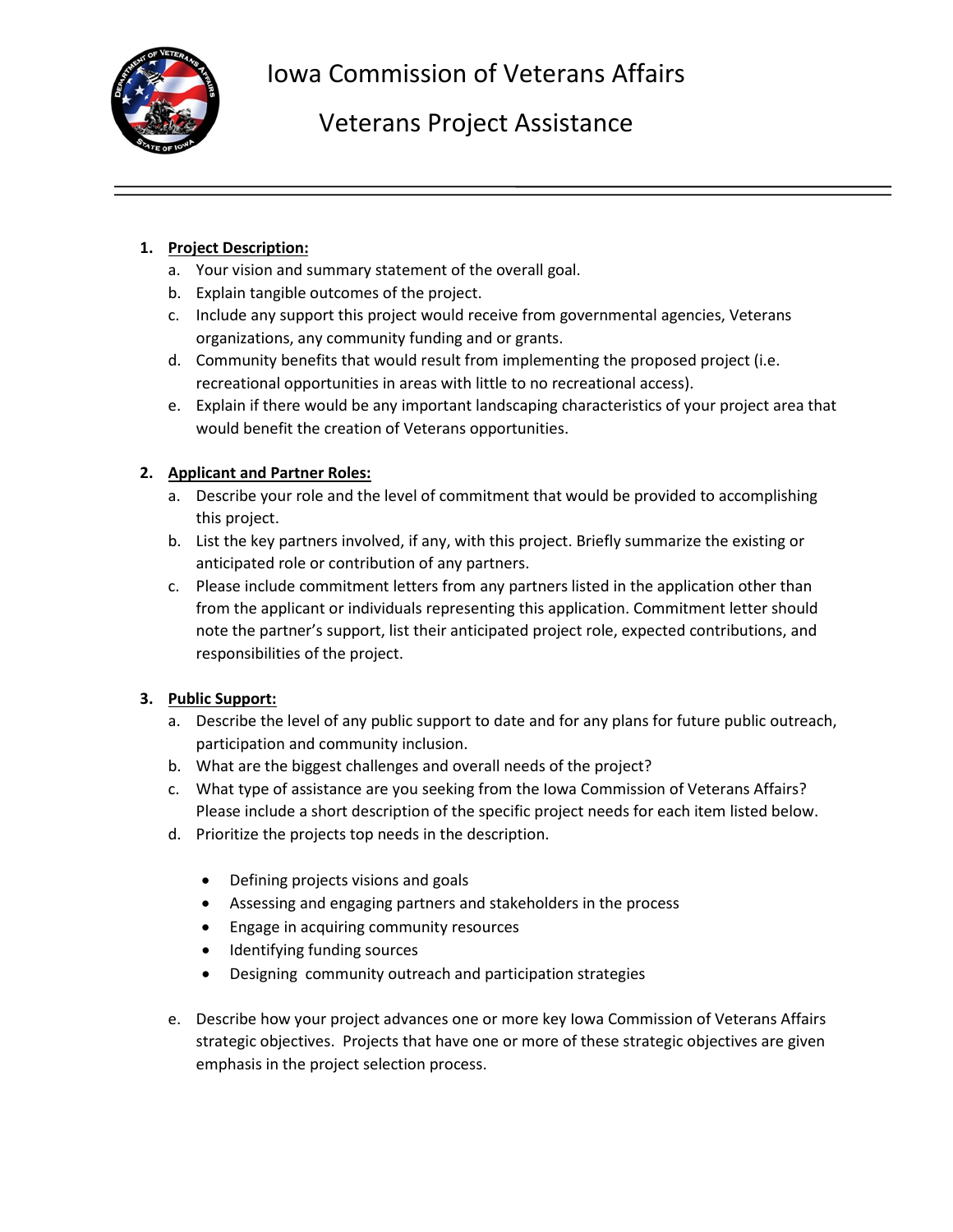# Iowa Commission of Veterans Affairs

## Veterans Project Assistance

---

1. **<u>Project Description:</u>**
   a. Your vision and summary statement of the overall goal.
   b. Explain tangible outcomes of the project.
   c. Include any support this project would receive from governmental agencies, Veterans organizations, any community funding and or grants.
   d. Community benefits that would result from implementing the proposed project (i.e. recreational opportunities in areas with little to no recreational access).
   e. Explain if there would be any important landscaping characteristics of your project area that would benefit the creation of Veterans opportunities.

2. **<u>Applicant and Partner Roles:</u>**
   a. Describe your role and the level of commitment that would be provided to accomplishing this project.
   b. List the key partners involved, if any, with this project. Briefly summarize the existing or anticipated role or contribution of any partners.
   c. Please include commitment letters from any partners listed in the application other than from the applicant or individuals representing this application. Commitment letter should note the partner's support, list their anticipated project role, expected contributions, and responsibilities of the project.

3. **<u>Public Support:</u>**
   a. Describe the level of any public support to date and for any plans for future public outreach, participation and community inclusion.
   b. What are the biggest challenges and overall needs of the project?
   c. What type of assistance are you seeking from the Iowa Commission of Veterans Affairs? Please include a short description of the specific project needs for each item listed below.
   d. Prioritize the projects top needs in the description.

      - Defining projects visions and goals
      - Assessing and engaging partners and stakeholders in the process
      - Engage in acquiring community resources
      - Identifying funding sources
      - Designing community outreach and participation strategies

   e. Describe how your project advances one or more key Iowa Commission of Veterans Affairs strategic objectives. Projects that have one or more of these strategic objectives are given emphasis in the project selection process.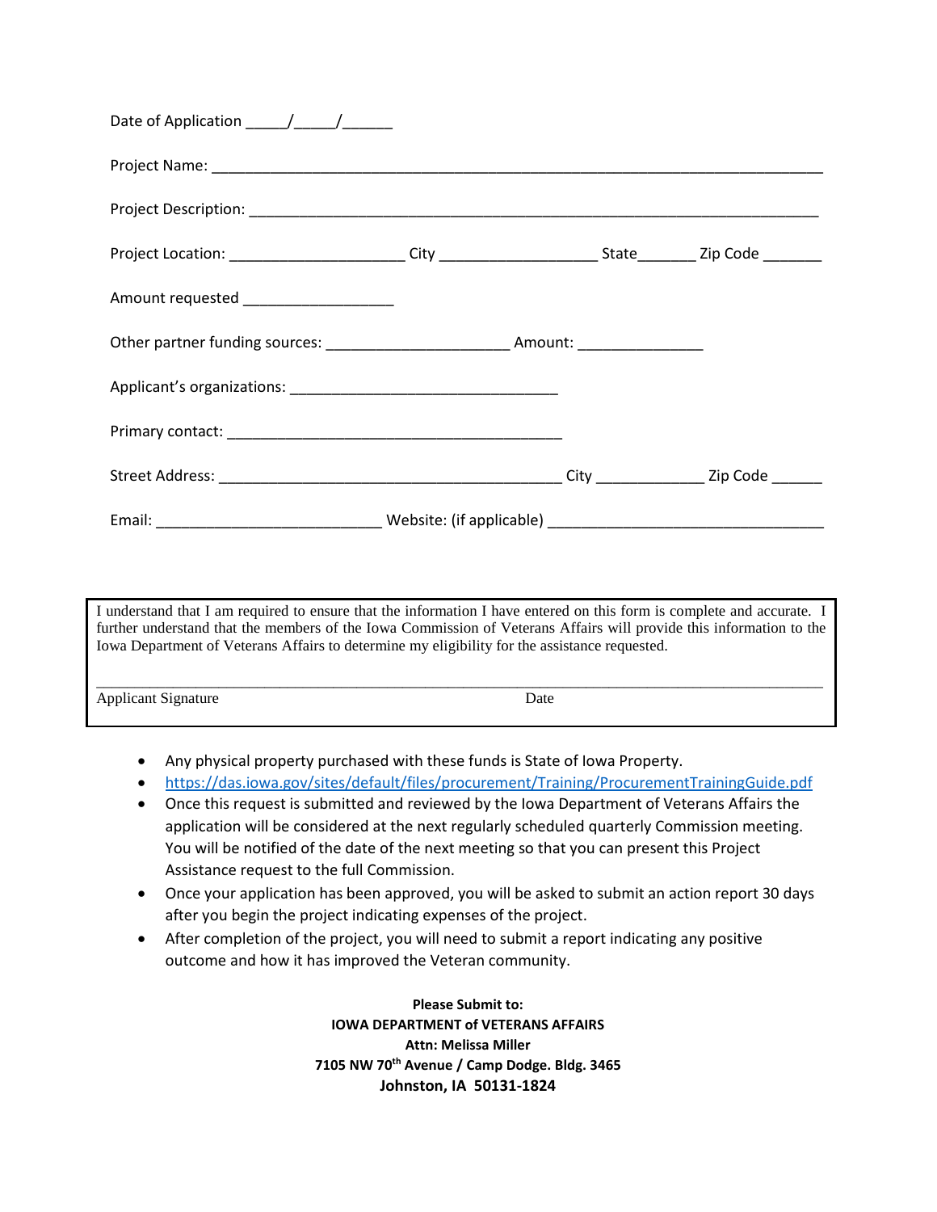Date of Application _____/_____/______

Project Name: ___________________________________________________________________________

Project Description: ______________________________________________________________________

Project Location: _____________________ City ___________________ State_______ Zip Code _______

Amount requested __________________

Other partner funding sources: ______________________ Amount: _______________

Applicant's organizations: ________________________________

Primary contact: _________________________________________

Street Address: __________________________________________ City _____________ Zip Code ______

Email: ___________________________ Website: (if applicable) _________________________________

I understand that I am required to ensure that the information I have entered on this form is complete and accurate. I further understand that the members of the Iowa Commission of Veterans Affairs will provide this information to the Iowa Department of Veterans Affairs to determine my eligibility for the assistance requested.

_____________________________________________________________________________________

Applicant Signature Date

- Any physical property purchased with these funds is State of Iowa Property.
- https://das.iowa.gov/sites/default/files/procurement/Training/ProcurementTrainingGuide.pdf
- Once this request is submitted and reviewed by the Iowa Department of Veterans Affairs the application will be considered at the next regularly scheduled quarterly Commission meeting. You will be notified of the date of the next meeting so that you can present this Project Assistance request to the full Commission.
- Once your application has been approved, you will be asked to submit an action report 30 days after you begin the project indicating expenses of the project.
- After completion of the project, you will need to submit a report indicating any positive outcome and how it has improved the Veteran community.

**Please Submit to:**
**IOWA DEPARTMENT of VETERANS AFFAIRS**
**Attn: Melissa Miller**
**7105 NW 70th Avenue / Camp Dodge. Bldg. 3465**
**Johnston, IA 50131-1824**